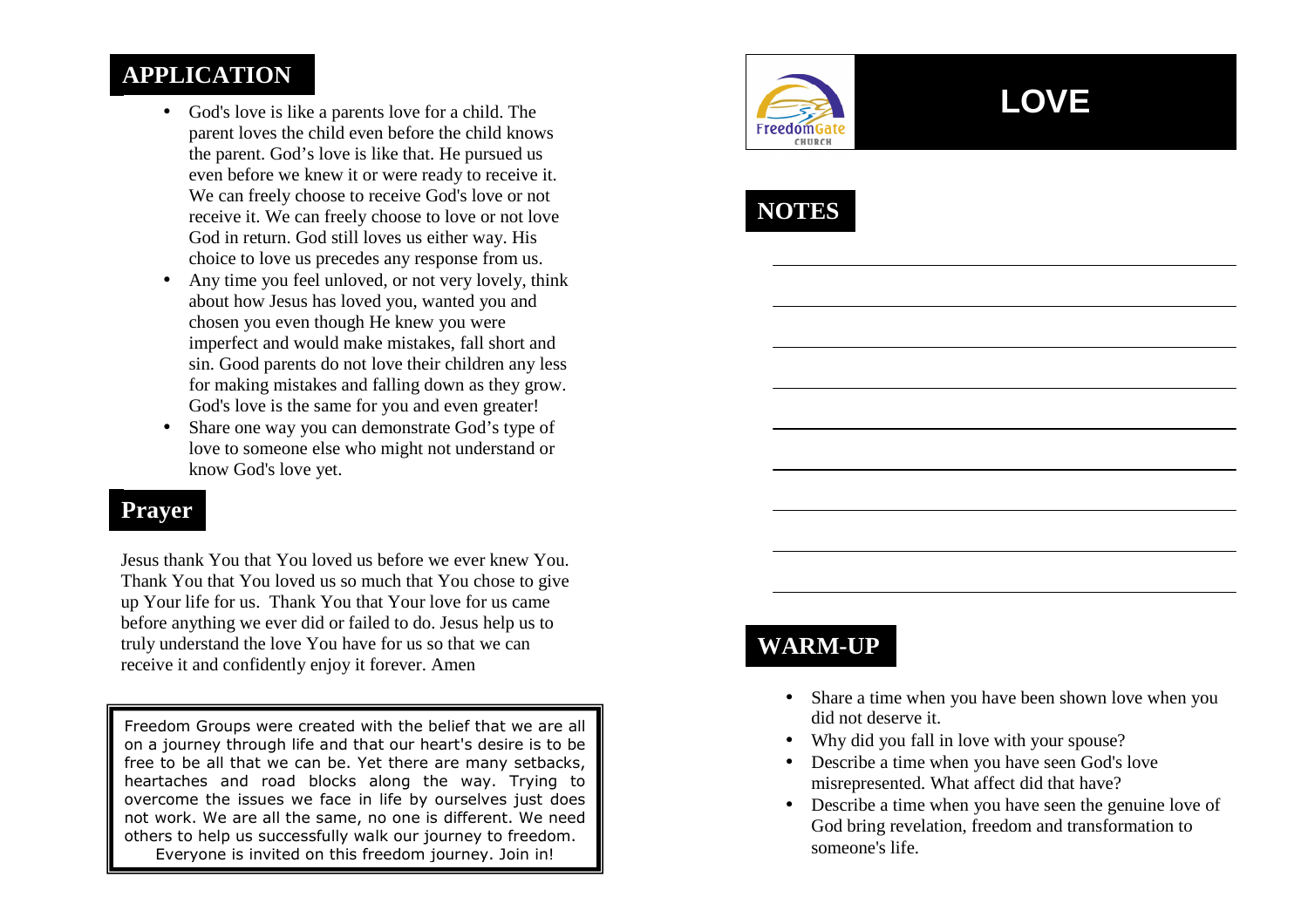## APPLICATION

- God's love is like a parents love for a child. The parent loves the child even before the child knows the parent. God's love is like that. He pursued us even before we knew it or were ready to receive it. We can freely choose to receive God's love or not receive it. We can freely choose to love or not love God in return. God still loves us either way. His choice to love us precedes any response from us.
- Any time you feel unloved, or not very lovely, think about how Jesus has loved you, wanted you and chosen you even though He knew you were imperfect and would make mistakes, fall short and sin. Good parents do not love their children any less for making mistakes and falling down as they grow. God's love is the same for you and even greater!
- Share one way you can demonstrate God's type of love to someone else who might not understand or know God's love yet.

## Prayer

Jesus thank You that You loved us before we ever knew You. Thank You that You loved us so much that You chose to give up Your life for us. Thank You that Your love for us came before anything we ever did or failed to do. Jesus help us to truly understand the love You have for us so that we can receive it and confidently enjoy it forever. Amen

Freedom Groups were created with the belief that we are all on a journey through life and that our heart's desire is to be free to be all that we can be. Yet there are many setbacks, heartaches and road blocks along the way. Trying to overcome the issues we face in life by ourselves just does not work. We are all the same, no one is different. We need others to help us successfully walk our journey to freedom. Everyone is invited on this freedom journey. Join in!

FreedomGate CHURCH

# LOVE

## NOTES

\_\_\_\_\_\_\_\_\_\_\_\_\_\_\_\_\_\_\_\_\_\_\_\_\_\_\_\_\_\_\_\_\_\_\_\_\_\_\_\_

\_\_\_\_\_\_\_\_\_\_\_\_\_\_\_\_\_\_\_\_\_\_\_\_\_\_\_\_\_\_\_\_\_\_\_\_\_\_\_\_

\_\_\_\_\_\_\_\_\_\_\_\_\_\_\_\_\_\_\_\_\_\_\_\_\_\_\_\_\_\_\_\_\_\_\_\_\_\_\_\_

\_\_\_\_\_\_\_\_\_\_\_\_\_\_\_\_\_\_\_\_\_\_\_\_\_\_\_\_\_\_\_\_\_\_\_\_\_\_\_\_

\_\_\_\_\_\_\_\_\_\_\_\_\_\_\_\_\_\_\_\_\_\_\_\_\_\_\_\_\_\_\_\_\_\_\_\_\_\_\_\_

\_\_\_\_\_\_\_\_\_\_\_\_\_\_\_\_\_\_\_\_\_\_\_\_\_\_\_\_\_\_\_\_\_\_\_\_\_\_\_\_

\_\_\_\_\_\_\_\_\_\_\_\_\_\_\_\_\_\_\_\_\_\_\_\_\_\_\_\_\_\_\_\_\_\_\_\_\_\_\_\_

\_\_\_\_\_\_\_\_\_\_\_\_\_\_\_\_\_\_\_\_\_\_\_\_\_\_\_\_\_\_\_\_\_\_\_\_\_\_\_\_

\_\_\_\_\_\_\_\_\_\_\_\_\_\_\_\_\_\_\_\_\_\_\_\_\_\_\_\_\_\_\_\_\_\_\_\_\_\_\_\_

## WARM-UP

- Share a time when you have been shown love when you did not deserve it.
- Why did you fall in love with your spouse?
- Describe a time when you have seen God's love misrepresented. What affect did that have?
- Describe a time when you have seen the genuine love of God bring revelation, freedom and transformation to someone's life.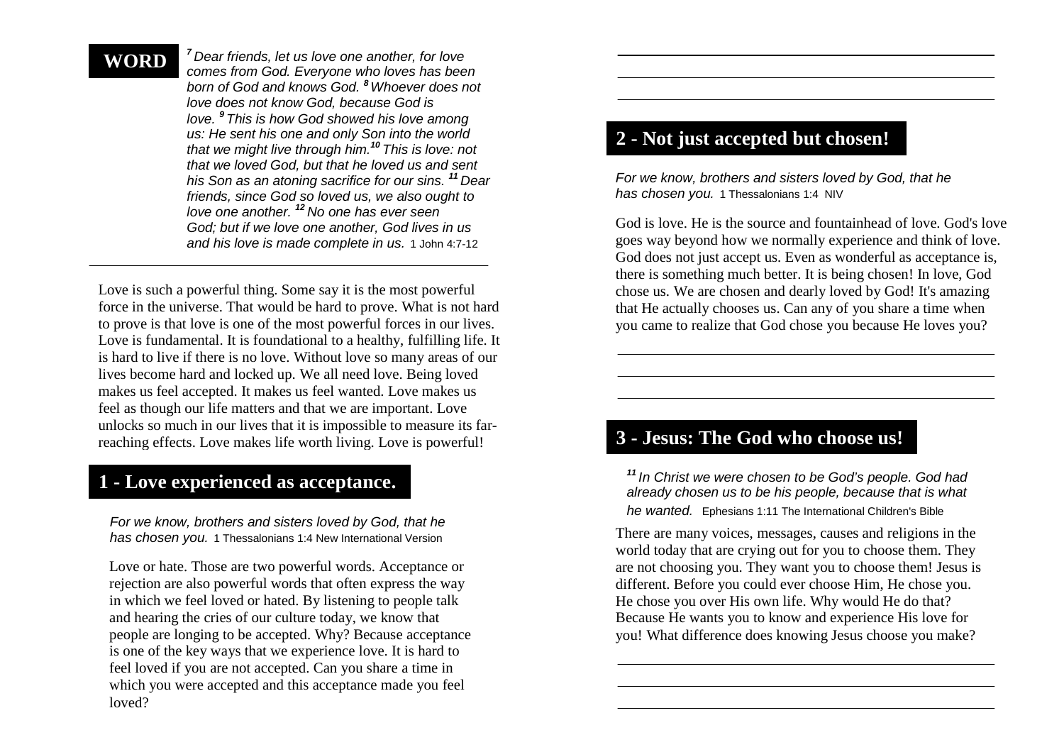**WORD**

*[7] Dear friends, let us love one another, for love comes from God. Everyone who loves has been born of God and knows God. [8] Whoever does not love does not know God, because God is love. [9] This is how God showed his love among us: He sent his one and only Son into the world that we might live through him.[10] This is love: not that we loved God, but that he loved us and sent his Son as an atoning sacrifice for our sins. [11] Dear friends, since God so loved us, we also ought to love one another. [12] No one has ever seen God; but if we love one another, God lives in us and his love is made complete in us.* 1 John 4:7-12

Love is such a powerful thing. Some say it is the most powerful force in the universe. That would be hard to prove. What is not hard to prove is that love is one of the most powerful forces in our lives. Love is fundamental. It is foundational to a healthy, fulfilling life. It is hard to live if there is no love. Without love so many areas of our lives become hard and locked up. We all need love. Being loved makes us feel accepted. It makes us feel wanted. Love makes us feel as though our life matters and that we are important. Love unlocks so much in our lives that it is impossible to measure its far-reaching effects. Love makes life worth living. Love is powerful!

## 1 - Love experienced as acceptance.

*For we know, brothers and sisters loved by God, that he has chosen you.* 1 Thessalonians 1:4 New International Version

Love or hate. Those are two powerful words. Acceptance or rejection are also powerful words that often express the way in which we feel loved or hated. By listening to people talk and hearing the cries of our culture today, we know that people are longing to be accepted. Why? Because acceptance is one of the key ways that we experience love. It is hard to feel loved if you are not accepted. Can you share a time in which you were accepted and this acceptance made you feel loved?

## 2 - Not just accepted but chosen!

*For we know, brothers and sisters loved by God, that he has chosen you.* 1 Thessalonians 1:4 NIV

God is love. He is the source and fountainhead of love. God's love goes way beyond how we normally experience and think of love. God does not just accept us. Even as wonderful as acceptance is, there is something much better. It is being chosen! In love, God chose us. We are chosen and dearly loved by God! It's amazing that He actually chooses us. Can any of you share a time when you came to realize that God chose you because He loves you?

## 3 - Jesus: The God who choose us!

*[11] In Christ we were chosen to be God's people. God had already chosen us to be his people, because that is what he wanted.* Ephesians 1:11 The International Children's Bible

There are many voices, messages, causes and religions in the world today that are crying out for you to choose them. They are not choosing you. They want you to choose them! Jesus is different. Before you could ever choose Him, He chose you. He chose you over His own life. Why would He do that? Because He wants you to know and experience His love for you! What difference does knowing Jesus choose you make?